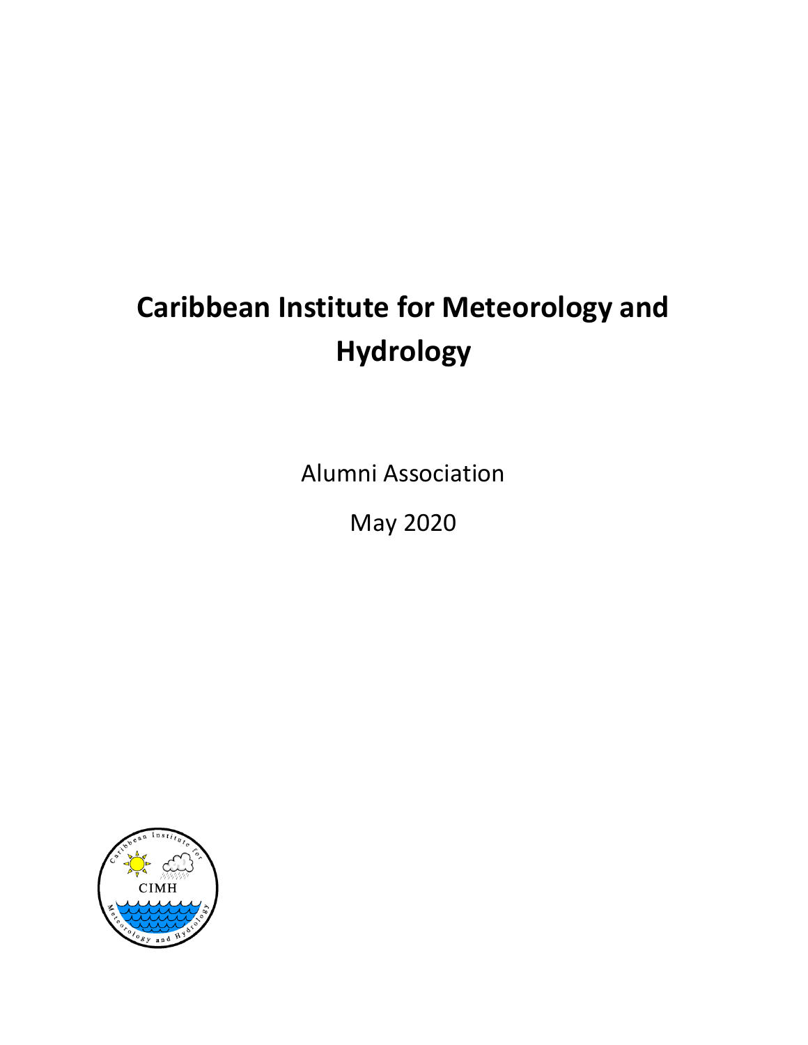# Caribbean Institute for Meteorology and Hydrology

Alumni Association

May 2020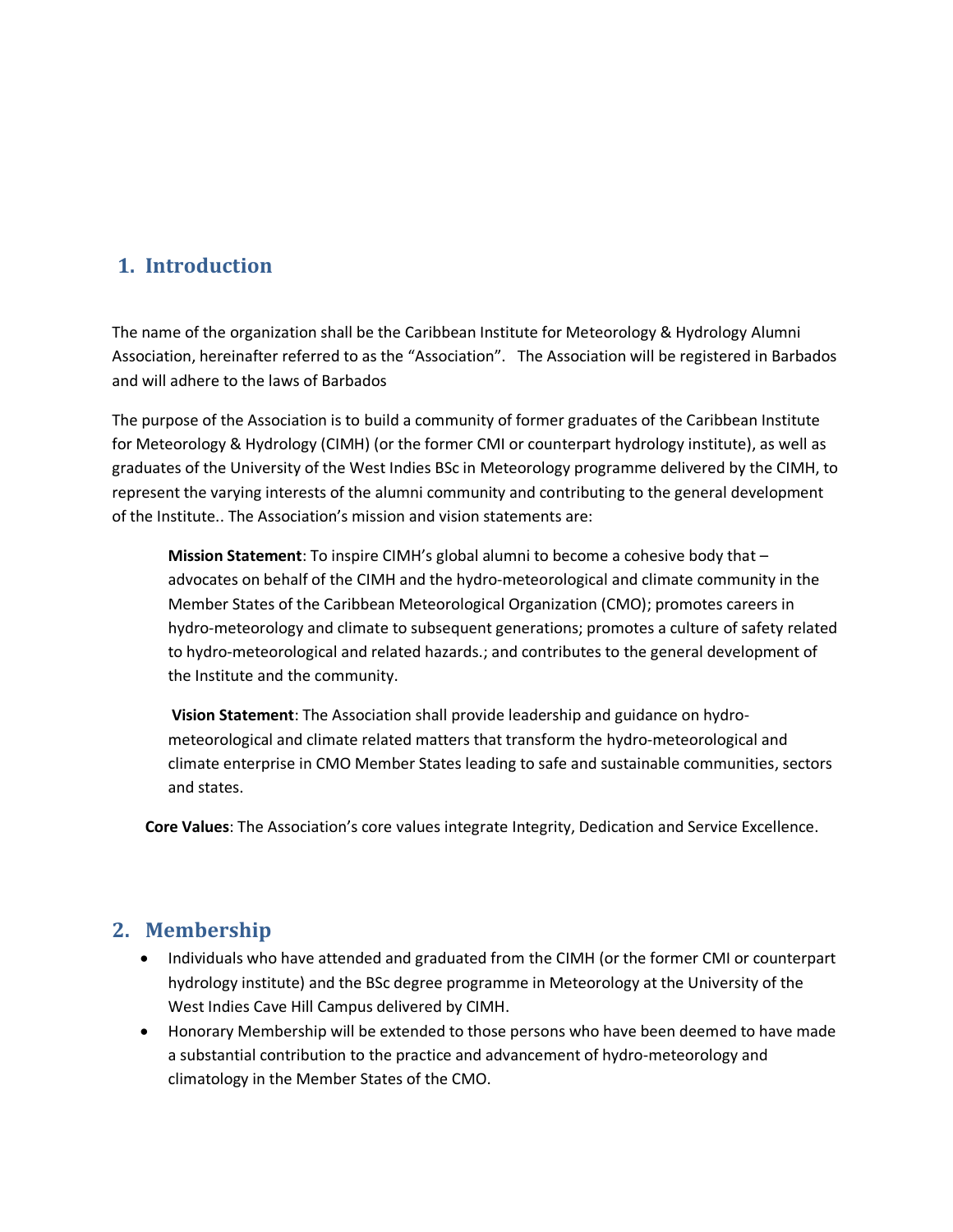## 1. Introduction

The name of the organization shall be the Caribbean Institute for Meteorology & Hydrology Alumni Association, hereinafter referred to as the “Association”. The Association will be registered in Barbados and will adhere to the laws of Barbados

The purpose of the Association is to build a community of former graduates of the Caribbean Institute for Meteorology & Hydrology (CIMH) (or the former CMI or counterpart hydrology institute), as well as graduates of the University of the West Indies BSc in Meteorology programme delivered by the CIMH, to represent the varying interests of the alumni community and contributing to the general development of the Institute.. The Association’s mission and vision statements are:

> **Mission Statement**: To inspire CIMH’s global alumni to become a cohesive body that – advocates on behalf of the CIMH and the hydro-meteorological and climate community in the Member States of the Caribbean Meteorological Organization (CMO); promotes careers in hydro-meteorology and climate to subsequent generations; promotes a culture of safety related to hydro-meteorological and related hazards.; and contributes to the general development of the Institute and the community.
>
> **Vision Statement**: The Association shall provide leadership and guidance on hydro-meteorological and climate related matters that transform the hydro-meteorological and climate enterprise in CMO Member States leading to safe and sustainable communities, sectors and states.

**Core Values**: The Association’s core values integrate Integrity, Dedication and Service Excellence.

## 2. Membership

- Individuals who have attended and graduated from the CIMH (or the former CMI or counterpart hydrology institute) and the BSc degree programme in Meteorology at the University of the West Indies Cave Hill Campus delivered by CIMH.
- Honorary Membership will be extended to those persons who have been deemed to have made a substantial contribution to the practice and advancement of hydro-meteorology and climatology in the Member States of the CMO.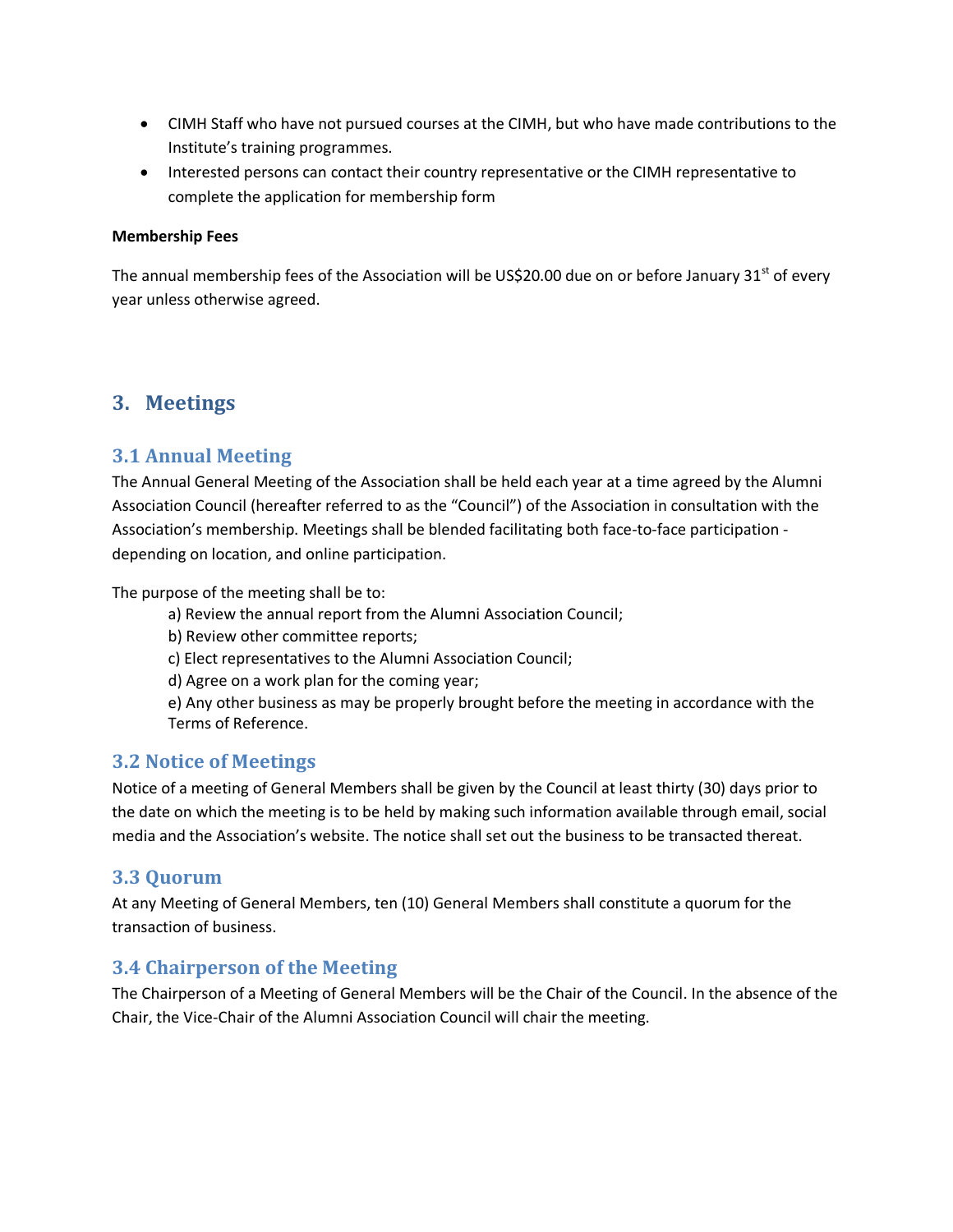- CIMH Staff who have not pursued courses at the CIMH, but who have made contributions to the Institute's training programmes.
- Interested persons can contact their country representative or the CIMH representative to complete the application for membership form

**Membership Fees**

The annual membership fees of the Association will be US$20.00 due on or before January 31st of every year unless otherwise agreed.

## 3. Meetings

### 3.1 Annual Meeting

The Annual General Meeting of the Association shall be held each year at a time agreed by the Alumni Association Council (hereafter referred to as the "Council") of the Association in consultation with the Association's membership. Meetings shall be blended facilitating both face-to-face participation - depending on location, and online participation.

The purpose of the meeting shall be to:

a) Review the annual report from the Alumni Association Council;
b) Review other committee reports;
c) Elect representatives to the Alumni Association Council;
d) Agree on a work plan for the coming year;
e) Any other business as may be properly brought before the meeting in accordance with the Terms of Reference.

### 3.2 Notice of Meetings

Notice of a meeting of General Members shall be given by the Council at least thirty (30) days prior to the date on which the meeting is to be held by making such information available through email, social media and the Association's website. The notice shall set out the business to be transacted thereat.

### 3.3 Quorum

At any Meeting of General Members, ten (10) General Members shall constitute a quorum for the transaction of business.

### 3.4 Chairperson of the Meeting

The Chairperson of a Meeting of General Members will be the Chair of the Council. In the absence of the Chair, the Vice-Chair of the Alumni Association Council will chair the meeting.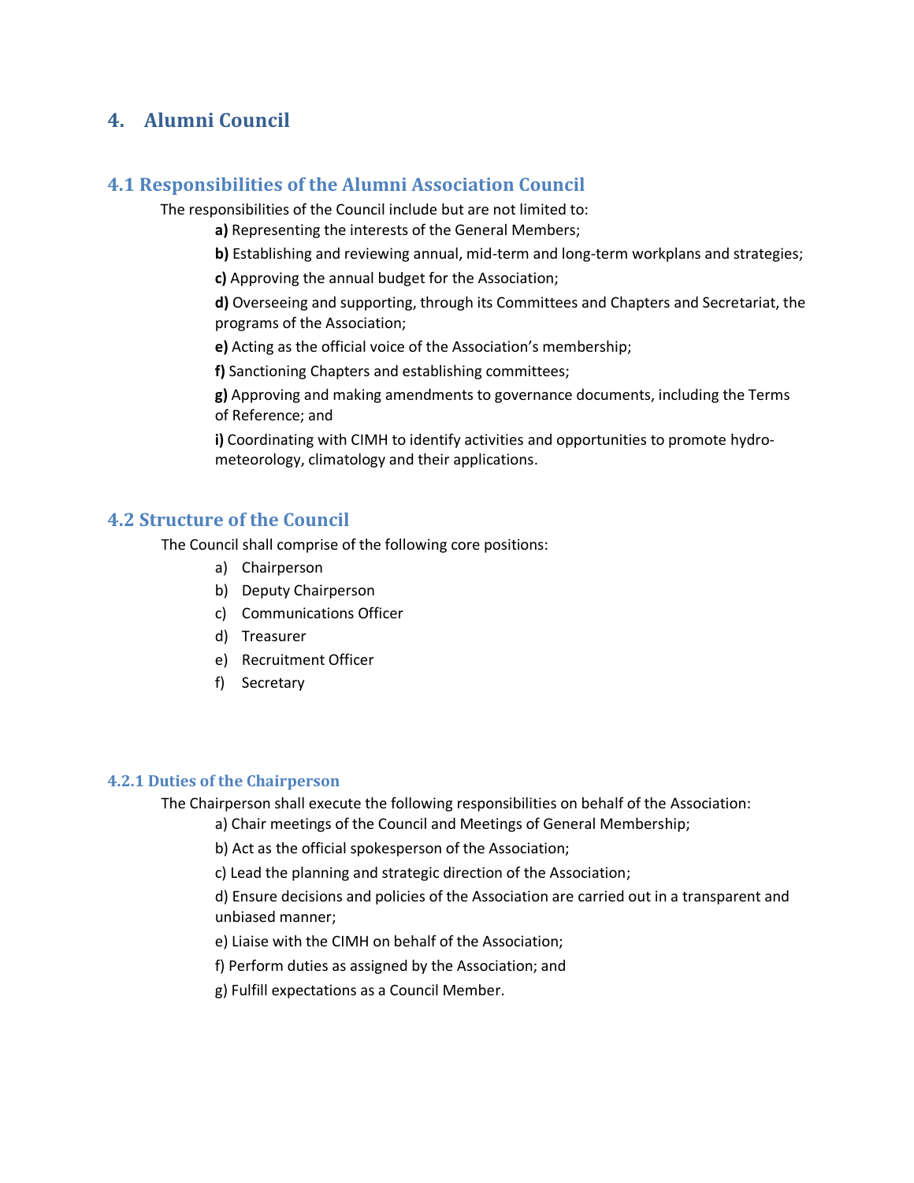# 4. Alumni Council

## 4.1 Responsibilities of the Alumni Association Council

The responsibilities of the Council include but are not limited to:

**a)** Representing the interests of the General Members;

**b)** Establishing and reviewing annual, mid-term and long-term workplans and strategies;

**c)** Approving the annual budget for the Association;

**d)** Overseeing and supporting, through its Committees and Chapters and Secretariat, the programs of the Association;

**e)** Acting as the official voice of the Association's membership;

**f)** Sanctioning Chapters and establishing committees;

**g)** Approving and making amendments to governance documents, including the Terms of Reference; and

**i)** Coordinating with CIMH to identify activities and opportunities to promote hydro-meteorology, climatology and their applications.

## 4.2 Structure of the Council

The Council shall comprise of the following core positions:

a) Chairperson
b) Deputy Chairperson
c) Communications Officer
d) Treasurer
e) Recruitment Officer
f) Secretary

### 4.2.1 Duties of the Chairperson

The Chairperson shall execute the following responsibilities on behalf of the Association:

a) Chair meetings of the Council and Meetings of General Membership;

b) Act as the official spokesperson of the Association;

c) Lead the planning and strategic direction of the Association;

d) Ensure decisions and policies of the Association are carried out in a transparent and unbiased manner;

e) Liaise with the CIMH on behalf of the Association;

f) Perform duties as assigned by the Association; and

g) Fulfill expectations as a Council Member.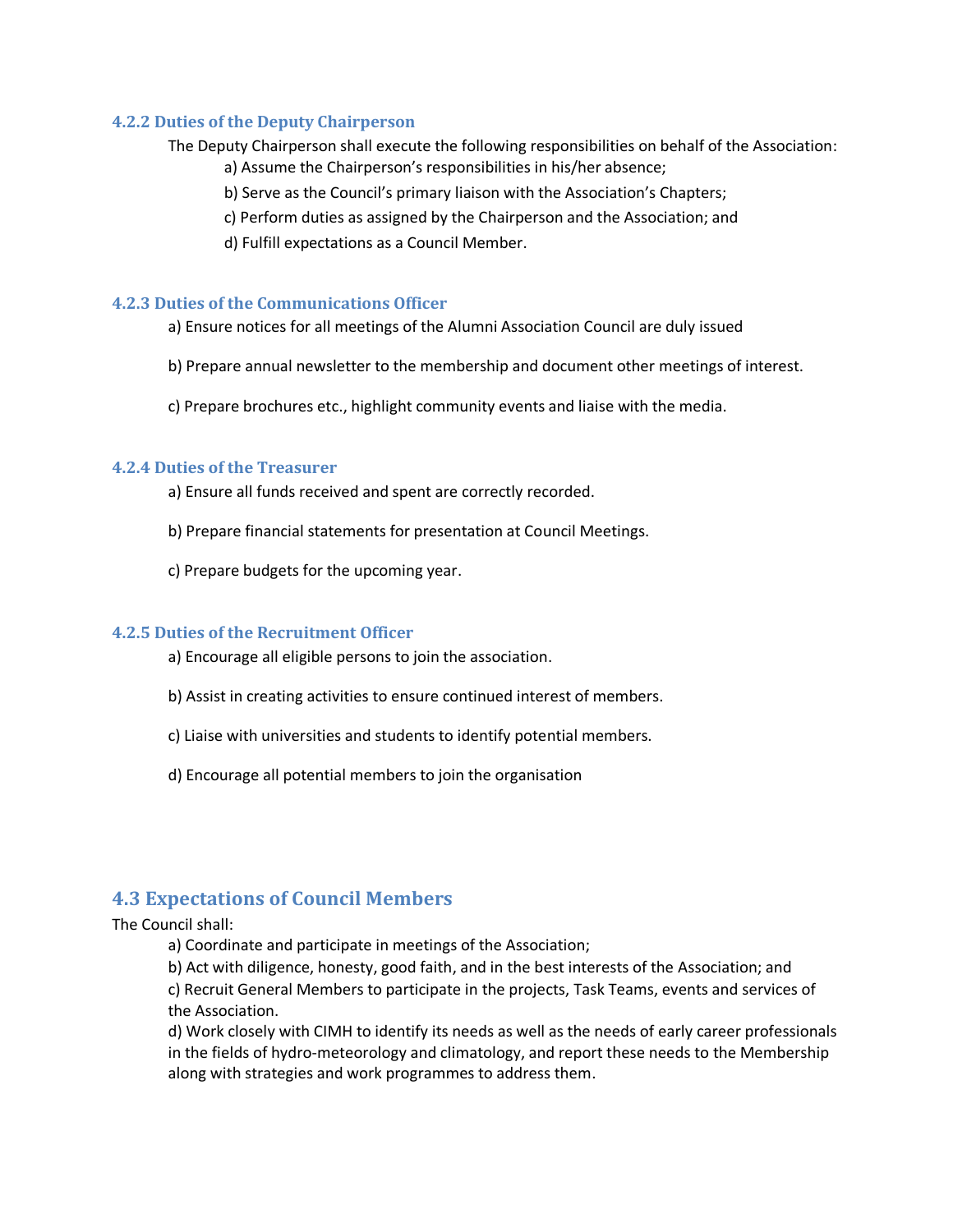### 4.2.2 Duties of the Deputy Chairperson

The Deputy Chairperson shall execute the following responsibilities on behalf of the Association:

a) Assume the Chairperson's responsibilities in his/her absence;

b) Serve as the Council's primary liaison with the Association's Chapters;

c) Perform duties as assigned by the Chairperson and the Association; and

d) Fulfill expectations as a Council Member.

### 4.2.3 Duties of the Communications Officer

a) Ensure notices for all meetings of the Alumni Association Council are duly issued

b) Prepare annual newsletter to the membership and document other meetings of interest.

c) Prepare brochures etc., highlight community events and liaise with the media.

### 4.2.4 Duties of the Treasurer

a) Ensure all funds received and spent are correctly recorded.

b) Prepare financial statements for presentation at Council Meetings.

c) Prepare budgets for the upcoming year.

### 4.2.5 Duties of the Recruitment Officer

a) Encourage all eligible persons to join the association.

b) Assist in creating activities to ensure continued interest of members.

c) Liaise with universities and students to identify potential members.

d) Encourage all potential members to join the organisation

## 4.3 Expectations of Council Members

The Council shall:

a) Coordinate and participate in meetings of the Association;

b) Act with diligence, honesty, good faith, and in the best interests of the Association; and

c) Recruit General Members to participate in the projects, Task Teams, events and services of the Association.

d) Work closely with CIMH to identify its needs as well as the needs of early career professionals in the fields of hydro-meteorology and climatology, and report these needs to the Membership along with strategies and work programmes to address them.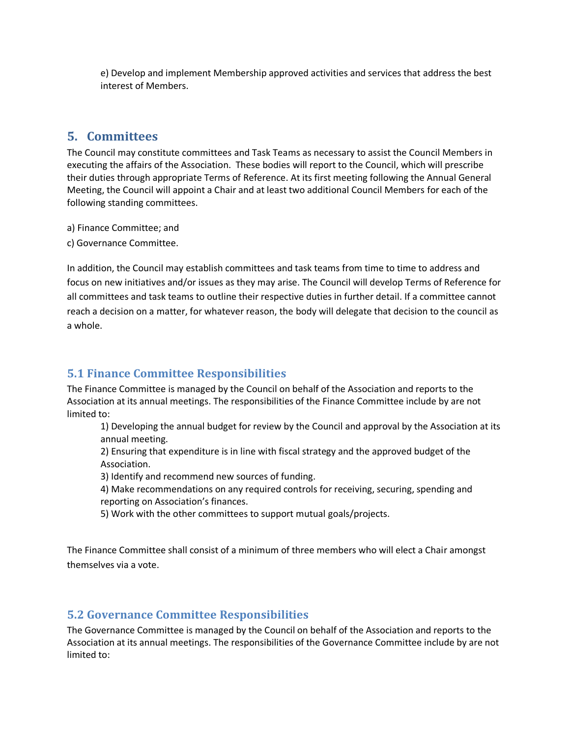e) Develop and implement Membership approved activities and services that address the best interest of Members.

## 5. Committees

The Council may constitute committees and Task Teams as necessary to assist the Council Members in executing the affairs of the Association. These bodies will report to the Council, which will prescribe their duties through appropriate Terms of Reference. At its first meeting following the Annual General Meeting, the Council will appoint a Chair and at least two additional Council Members for each of the following standing committees.

a) Finance Committee; and

c) Governance Committee.

In addition, the Council may establish committees and task teams from time to time to address and focus on new initiatives and/or issues as they may arise. The Council will develop Terms of Reference for all committees and task teams to outline their respective duties in further detail. If a committee cannot reach a decision on a matter, for whatever reason, the body will delegate that decision to the council as a whole.

### 5.1 Finance Committee Responsibilities

The Finance Committee is managed by the Council on behalf of the Association and reports to the Association at its annual meetings. The responsibilities of the Finance Committee include by are not limited to:

1) Developing the annual budget for review by the Council and approval by the Association at its annual meeting.
2) Ensuring that expenditure is in line with fiscal strategy and the approved budget of the Association.
3) Identify and recommend new sources of funding.
4) Make recommendations on any required controls for receiving, securing, spending and reporting on Association's finances.
5) Work with the other committees to support mutual goals/projects.

The Finance Committee shall consist of a minimum of three members who will elect a Chair amongst themselves via a vote.

### 5.2 Governance Committee Responsibilities

The Governance Committee is managed by the Council on behalf of the Association and reports to the Association at its annual meetings. The responsibilities of the Governance Committee include by are not limited to: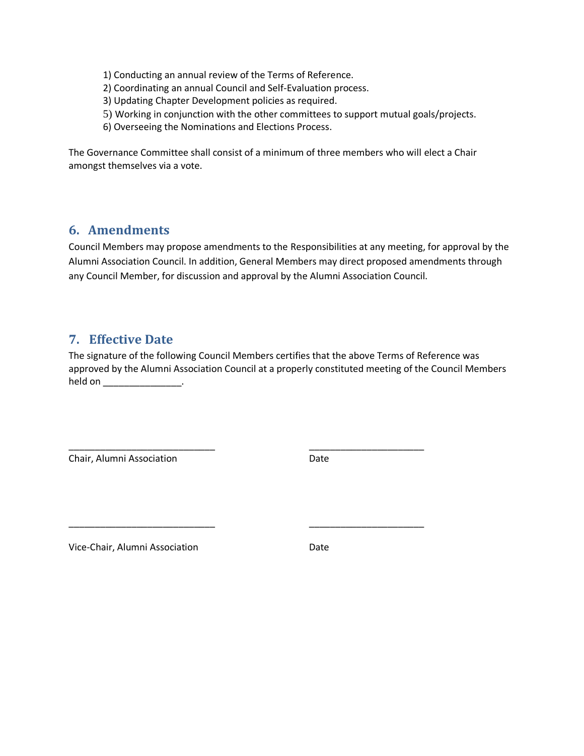1) Conducting an annual review of the Terms of Reference.
2) Coordinating an annual Council and Self-Evaluation process.
3) Updating Chapter Development policies as required.
5) Working in conjunction with the other committees to support mutual goals/projects.
6) Overseeing the Nominations and Elections Process.

The Governance Committee shall consist of a minimum of three members who will elect a Chair amongst themselves via a vote.

## 6. Amendments

Council Members may propose amendments to the Responsibilities at any meeting, for approval by the Alumni Association Council. In addition, General Members may direct proposed amendments through any Council Member, for discussion and approval by the Alumni Association Council.

## 7. Effective Date

The signature of the following Council Members certifies that the above Terms of Reference was approved by the Alumni Association Council at a properly constituted meeting of the Council Members held on _______________.

____________________________ ______________________

Chair, Alumni Association Date

____________________________ ______________________

Vice-Chair, Alumni Association Date